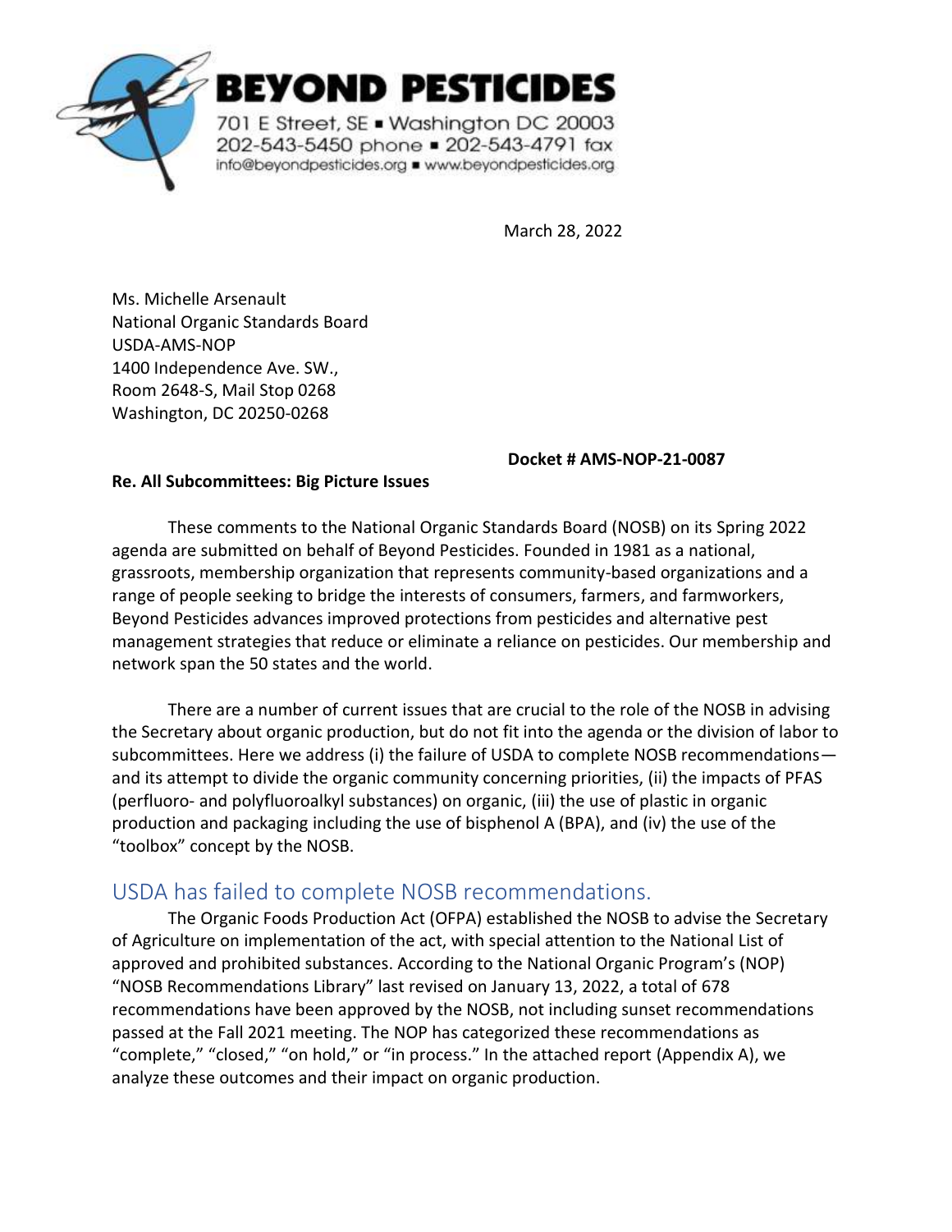**BEYOND PESTICIDES**

701 E Street, SE ▪ Washington DC 20003
202-543-5450 phone ▪ 202-543-4791 fax
info@beyondpesticides.org ▪ www.beyondpesticides.org

March 28, 2022

Ms. Michelle Arsenault
National Organic Standards Board
USDA-AMS-NOP
1400 Independence Ave. SW.,
Room 2648-S, Mail Stop 0268
Washington, DC 20250-0268

**Docket # AMS-NOP-21-0087**

**Re. All Subcommittees: Big Picture Issues**

These comments to the National Organic Standards Board (NOSB) on its Spring 2022 agenda are submitted on behalf of Beyond Pesticides. Founded in 1981 as a national, grassroots, membership organization that represents community-based organizations and a range of people seeking to bridge the interests of consumers, farmers, and farmworkers, Beyond Pesticides advances improved protections from pesticides and alternative pest management strategies that reduce or eliminate a reliance on pesticides. Our membership and network span the 50 states and the world.

There are a number of current issues that are crucial to the role of the NOSB in advising the Secretary about organic production, but do not fit into the agenda or the division of labor to subcommittees. Here we address (i) the failure of USDA to complete NOSB recommendations—and its attempt to divide the organic community concerning priorities, (ii) the impacts of PFAS (perfluoro- and polyfluoroalkyl substances) on organic, (iii) the use of plastic in organic production and packaging including the use of bisphenol A (BPA), and (iv) the use of the "toolbox" concept by the NOSB.

## USDA has failed to complete NOSB recommendations.

The Organic Foods Production Act (OFPA) established the NOSB to advise the Secretary of Agriculture on implementation of the act, with special attention to the National List of approved and prohibited substances. According to the National Organic Program's (NOP) "NOSB Recommendations Library" last revised on January 13, 2022, a total of 678 recommendations have been approved by the NOSB, not including sunset recommendations passed at the Fall 2021 meeting. The NOP has categorized these recommendations as "complete," "closed," "on hold," or "in process." In the attached report (Appendix A), we analyze these outcomes and their impact on organic production.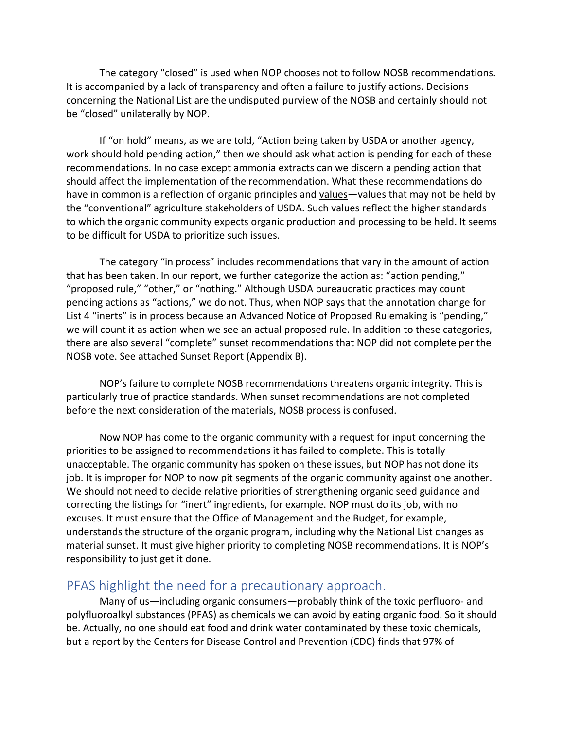The category "closed" is used when NOP chooses not to follow NOSB recommendations. It is accompanied by a lack of transparency and often a failure to justify actions. Decisions concerning the National List are the undisputed purview of the NOSB and certainly should not be "closed" unilaterally by NOP.

If "on hold" means, as we are told, "Action being taken by USDA or another agency, work should hold pending action," then we should ask what action is pending for each of these recommendations. In no case except ammonia extracts can we discern a pending action that should affect the implementation of the recommendation. What these recommendations do have in common is a reflection of organic principles and <u>values</u>—values that may not be held by the "conventional" agriculture stakeholders of USDA. Such values reflect the higher standards to which the organic community expects organic production and processing to be held. It seems to be difficult for USDA to prioritize such issues.

The category "in process" includes recommendations that vary in the amount of action that has been taken. In our report, we further categorize the action as: "action pending," "proposed rule," "other," or "nothing." Although USDA bureaucratic practices may count pending actions as "actions," we do not. Thus, when NOP says that the annotation change for List 4 "inerts" is in process because an Advanced Notice of Proposed Rulemaking is "pending," we will count it as action when we see an actual proposed rule. In addition to these categories, there are also several "complete" sunset recommendations that NOP did not complete per the NOSB vote. See attached Sunset Report (Appendix B).

NOP's failure to complete NOSB recommendations threatens organic integrity. This is particularly true of practice standards. When sunset recommendations are not completed before the next consideration of the materials, NOSB process is confused.

Now NOP has come to the organic community with a request for input concerning the priorities to be assigned to recommendations it has failed to complete. This is totally unacceptable. The organic community has spoken on these issues, but NOP has not done its job. It is improper for NOP to now pit segments of the organic community against one another. We should not need to decide relative priorities of strengthening organic seed guidance and correcting the listings for "inert" ingredients, for example. NOP must do its job, with no excuses. It must ensure that the Office of Management and the Budget, for example, understands the structure of the organic program, including why the National List changes as material sunset. It must give higher priority to completing NOSB recommendations. It is NOP's responsibility to just get it done.

## PFAS highlight the need for a precautionary approach.

Many of us—including organic consumers—probably think of the toxic perfluoro- and polyfluoroalkyl substances (PFAS) as chemicals we can avoid by eating organic food. So it should be. Actually, no one should eat food and drink water contaminated by these toxic chemicals, but a report by the Centers for Disease Control and Prevention (CDC) finds that 97% of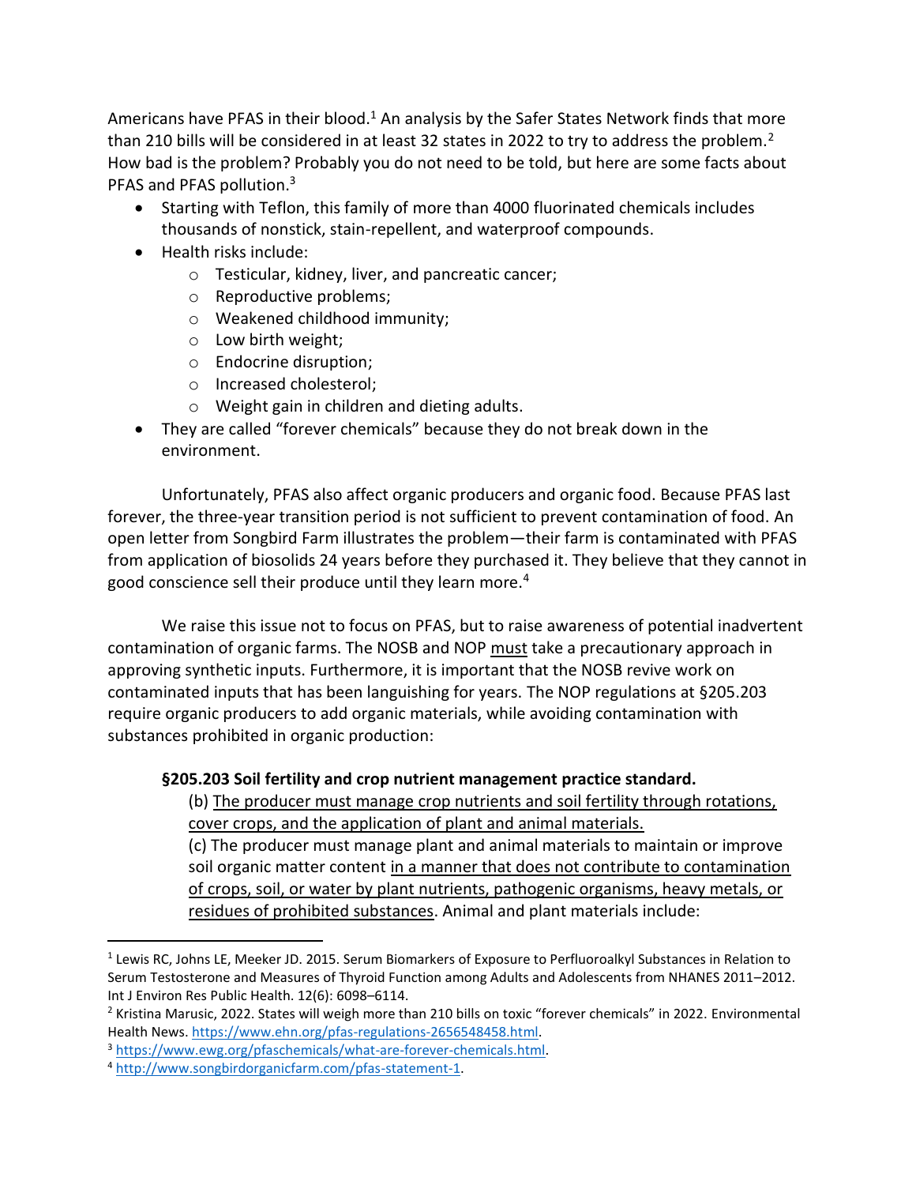Americans have PFAS in their blood.[1] An analysis by the Safer States Network finds that more than 210 bills will be considered in at least 32 states in 2022 to try to address the problem.[2] How bad is the problem? Probably you do not need to be told, but here are some facts about PFAS and PFAS pollution.[3]

- Starting with Teflon, this family of more than 4000 fluorinated chemicals includes thousands of nonstick, stain-repellent, and waterproof compounds.
- Health risks include:
  - Testicular, kidney, liver, and pancreatic cancer;
  - Reproductive problems;
  - Weakened childhood immunity;
  - Low birth weight;
  - Endocrine disruption;
  - Increased cholesterol;
  - Weight gain in children and dieting adults.
- They are called "forever chemicals" because they do not break down in the environment.

Unfortunately, PFAS also affect organic producers and organic food. Because PFAS last forever, the three-year transition period is not sufficient to prevent contamination of food. An open letter from Songbird Farm illustrates the problem—their farm is contaminated with PFAS from application of biosolids 24 years before they purchased it. They believe that they cannot in good conscience sell their produce until they learn more.[4]

We raise this issue not to focus on PFAS, but to raise awareness of potential inadvertent contamination of organic farms. The NOSB and NOP <u>must</u> take a precautionary approach in approving synthetic inputs. Furthermore, it is important that the NOSB revive work on contaminated inputs that has been languishing for years. The NOP regulations at §205.203 require organic producers to add organic materials, while avoiding contamination with substances prohibited in organic production:

> **§205.203 Soil fertility and crop nutrient management practice standard.**
>
> (b) <u>The producer must manage crop nutrients and soil fertility through rotations, cover crops, and the application of plant and animal materials.</u>
>
> (c) The producer must manage plant and animal materials to maintain or improve soil organic matter content <u>in a manner that does not contribute to contamination of crops, soil, or water by plant nutrients, pathogenic organisms, heavy metals, or residues of prohibited substances</u>. Animal and plant materials include:

---

[1] Lewis RC, Johns LE, Meeker JD. 2015. Serum Biomarkers of Exposure to Perfluoroalkyl Substances in Relation to Serum Testosterone and Measures of Thyroid Function among Adults and Adolescents from NHANES 2011–2012. Int J Environ Res Public Health. 12(6): 6098–6114.

[2] Kristina Marusic, 2022. States will weigh more than 210 bills on toxic "forever chemicals" in 2022. Environmental Health News. https://www.ehn.org/pfas-regulations-2656548458.html.

[3] https://www.ewg.org/pfaschemicals/what-are-forever-chemicals.html.

[4] http://www.songbirdorganicfarm.com/pfas-statement-1.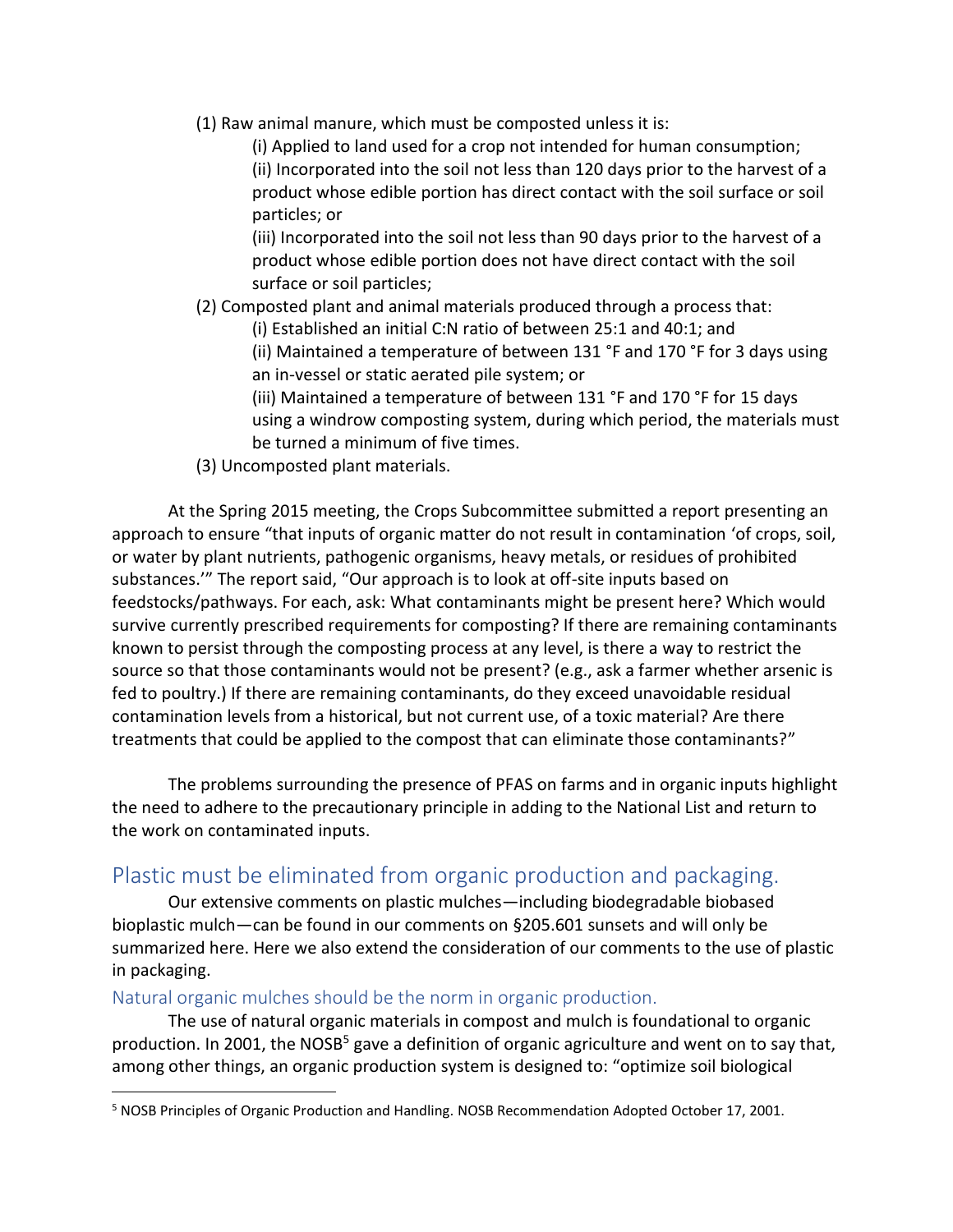(1) Raw animal manure, which must be composted unless it is:

(i) Applied to land used for a crop not intended for human consumption;

(ii) Incorporated into the soil not less than 120 days prior to the harvest of a product whose edible portion has direct contact with the soil surface or soil particles; or

(iii) Incorporated into the soil not less than 90 days prior to the harvest of a product whose edible portion does not have direct contact with the soil surface or soil particles;

(2) Composted plant and animal materials produced through a process that:

(i) Established an initial C:N ratio of between 25:1 and 40:1; and

(ii) Maintained a temperature of between 131 °F and 170 °F for 3 days using an in-vessel or static aerated pile system; or

(iii) Maintained a temperature of between 131 °F and 170 °F for 15 days using a windrow composting system, during which period, the materials must be turned a minimum of five times.

(3) Uncomposted plant materials.

At the Spring 2015 meeting, the Crops Subcommittee submitted a report presenting an approach to ensure "that inputs of organic matter do not result in contamination 'of crops, soil, or water by plant nutrients, pathogenic organisms, heavy metals, or residues of prohibited substances.'" The report said, "Our approach is to look at off-site inputs based on feedstocks/pathways. For each, ask: What contaminants might be present here? Which would survive currently prescribed requirements for composting? If there are remaining contaminants known to persist through the composting process at any level, is there a way to restrict the source so that those contaminants would not be present? (e.g., ask a farmer whether arsenic is fed to poultry.) If there are remaining contaminants, do they exceed unavoidable residual contamination levels from a historical, but not current use, of a toxic material? Are there treatments that could be applied to the compost that can eliminate those contaminants?"

The problems surrounding the presence of PFAS on farms and in organic inputs highlight the need to adhere to the precautionary principle in adding to the National List and return to the work on contaminated inputs.

## Plastic must be eliminated from organic production and packaging.

Our extensive comments on plastic mulches—including biodegradable biobased bioplastic mulch—can be found in our comments on §205.601 sunsets and will only be summarized here. Here we also extend the consideration of our comments to the use of plastic in packaging.

### Natural organic mulches should be the norm in organic production.

The use of natural organic materials in compost and mulch is foundational to organic production. In 2001, the NOSB[5] gave a definition of organic agriculture and went on to say that, among other things, an organic production system is designed to: "optimize soil biological

[5] NOSB Principles of Organic Production and Handling. NOSB Recommendation Adopted October 17, 2001.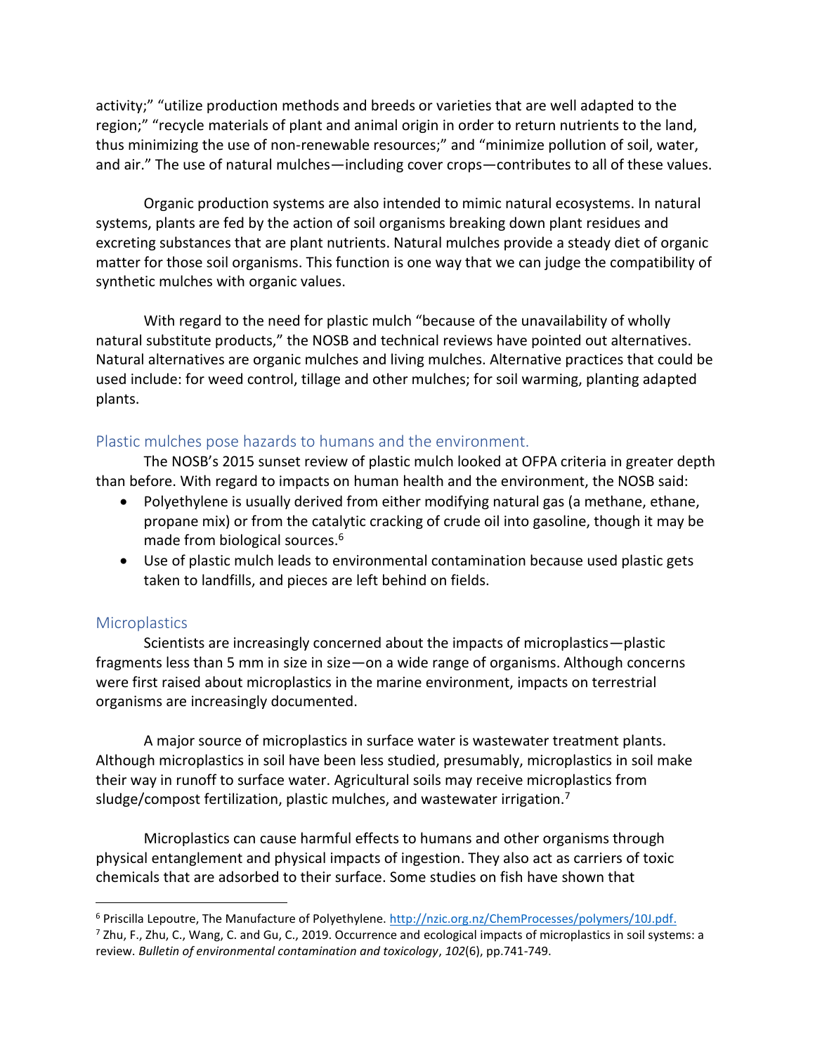activity;" "utilize production methods and breeds or varieties that are well adapted to the region;" "recycle materials of plant and animal origin in order to return nutrients to the land, thus minimizing the use of non-renewable resources;" and "minimize pollution of soil, water, and air." The use of natural mulches—including cover crops—contributes to all of these values.

Organic production systems are also intended to mimic natural ecosystems. In natural systems, plants are fed by the action of soil organisms breaking down plant residues and excreting substances that are plant nutrients. Natural mulches provide a steady diet of organic matter for those soil organisms. This function is one way that we can judge the compatibility of synthetic mulches with organic values.

With regard to the need for plastic mulch "because of the unavailability of wholly natural substitute products," the NOSB and technical reviews have pointed out alternatives. Natural alternatives are organic mulches and living mulches. Alternative practices that could be used include: for weed control, tillage and other mulches; for soil warming, planting adapted plants.

## Plastic mulches pose hazards to humans and the environment.

The NOSB's 2015 sunset review of plastic mulch looked at OFPA criteria in greater depth than before. With regard to impacts on human health and the environment, the NOSB said:

- Polyethylene is usually derived from either modifying natural gas (a methane, ethane, propane mix) or from the catalytic cracking of crude oil into gasoline, though it may be made from biological sources.[6]
- Use of plastic mulch leads to environmental contamination because used plastic gets taken to landfills, and pieces are left behind on fields.

## Microplastics

Scientists are increasingly concerned about the impacts of microplastics—plastic fragments less than 5 mm in size in size—on a wide range of organisms. Although concerns were first raised about microplastics in the marine environment, impacts on terrestrial organisms are increasingly documented.

A major source of microplastics in surface water is wastewater treatment plants. Although microplastics in soil have been less studied, presumably, microplastics in soil make their way in runoff to surface water. Agricultural soils may receive microplastics from sludge/compost fertilization, plastic mulches, and wastewater irrigation.[7]

Microplastics can cause harmful effects to humans and other organisms through physical entanglement and physical impacts of ingestion. They also act as carriers of toxic chemicals that are adsorbed to their surface. Some studies on fish have shown that

---

[6] Priscilla Lepoutre, The Manufacture of Polyethylene. http://nzic.org.nz/ChemProcesses/polymers/10J.pdf.

[7] Zhu, F., Zhu, C., Wang, C. and Gu, C., 2019. Occurrence and ecological impacts of microplastics in soil systems: a review. *Bulletin of environmental contamination and toxicology*, *102*(6), pp.741-749.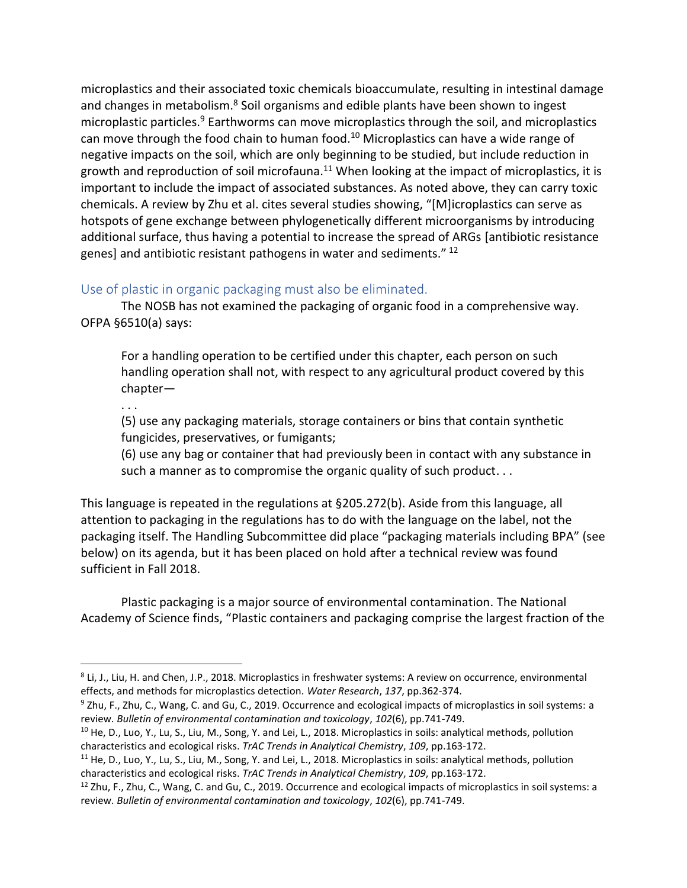microplastics and their associated toxic chemicals bioaccumulate, resulting in intestinal damage and changes in metabolism.[8] Soil organisms and edible plants have been shown to ingest microplastic particles.[9] Earthworms can move microplastics through the soil, and microplastics can move through the food chain to human food.[10] Microplastics can have a wide range of negative impacts on the soil, which are only beginning to be studied, but include reduction in growth and reproduction of soil microfauna.[11] When looking at the impact of microplastics, it is important to include the impact of associated substances. As noted above, they can carry toxic chemicals. A review by Zhu et al. cites several studies showing, "[M]icroplastics can serve as hotspots of gene exchange between phylogenetically different microorganisms by introducing additional surface, thus having a potential to increase the spread of ARGs [antibiotic resistance genes] and antibiotic resistant pathogens in water and sediments." [12]

## Use of plastic in organic packaging must also be eliminated.

The NOSB has not examined the packaging of organic food in a comprehensive way. OFPA §6510(a) says:

> For a handling operation to be certified under this chapter, each person on such handling operation shall not, with respect to any agricultural product covered by this chapter—
>
> . . .
>
> (5) use any packaging materials, storage containers or bins that contain synthetic fungicides, preservatives, or fumigants;
>
> (6) use any bag or container that had previously been in contact with any substance in such a manner as to compromise the organic quality of such product. . .

This language is repeated in the regulations at §205.272(b). Aside from this language, all attention to packaging in the regulations has to do with the language on the label, not the packaging itself. The Handling Subcommittee did place "packaging materials including BPA" (see below) on its agenda, but it has been placed on hold after a technical review was found sufficient in Fall 2018.

Plastic packaging is a major source of environmental contamination. The National Academy of Science finds, "Plastic containers and packaging comprise the largest fraction of the

---

[8] Li, J., Liu, H. and Chen, J.P., 2018. Microplastics in freshwater systems: A review on occurrence, environmental effects, and methods for microplastics detection. *Water Research*, *137*, pp.362-374.

[9] Zhu, F., Zhu, C., Wang, C. and Gu, C., 2019. Occurrence and ecological impacts of microplastics in soil systems: a review. *Bulletin of environmental contamination and toxicology*, *102*(6), pp.741-749.

[10] He, D., Luo, Y., Lu, S., Liu, M., Song, Y. and Lei, L., 2018. Microplastics in soils: analytical methods, pollution characteristics and ecological risks. *TrAC Trends in Analytical Chemistry*, *109*, pp.163-172.

[11] He, D., Luo, Y., Lu, S., Liu, M., Song, Y. and Lei, L., 2018. Microplastics in soils: analytical methods, pollution characteristics and ecological risks. *TrAC Trends in Analytical Chemistry*, *109*, pp.163-172.

[12] Zhu, F., Zhu, C., Wang, C. and Gu, C., 2019. Occurrence and ecological impacts of microplastics in soil systems: a review. *Bulletin of environmental contamination and toxicology*, *102*(6), pp.741-749.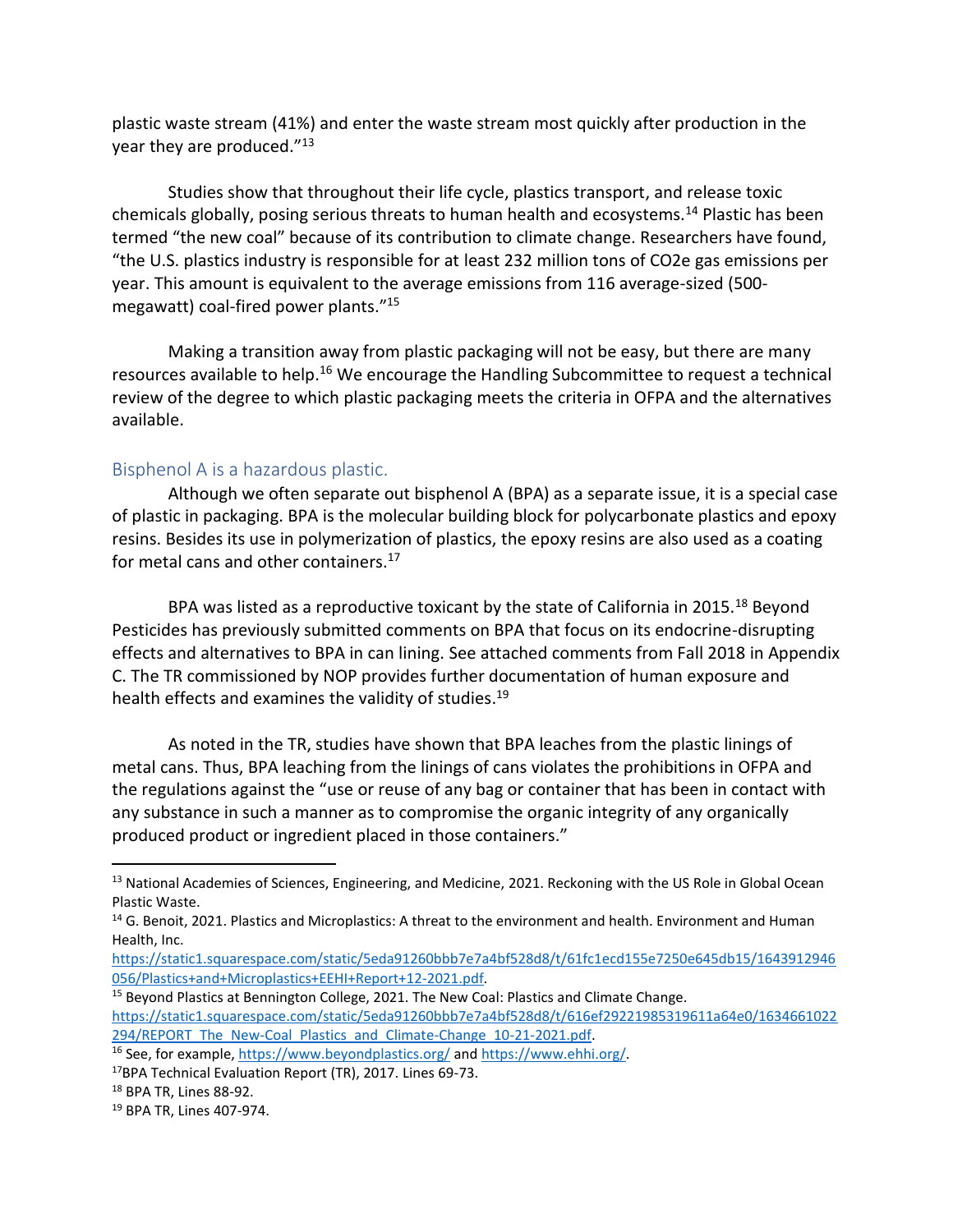plastic waste stream (41%) and enter the waste stream most quickly after production in the year they are produced."[13]

Studies show that throughout their life cycle, plastics transport, and release toxic chemicals globally, posing serious threats to human health and ecosystems.[14] Plastic has been termed "the new coal" because of its contribution to climate change. Researchers have found, "the U.S. plastics industry is responsible for at least 232 million tons of CO2e gas emissions per year. This amount is equivalent to the average emissions from 116 average-sized (500-megawatt) coal-fired power plants."[15]

Making a transition away from plastic packaging will not be easy, but there are many resources available to help.[16] We encourage the Handling Subcommittee to request a technical review of the degree to which plastic packaging meets the criteria in OFPA and the alternatives available.

## Bisphenol A is a hazardous plastic.

Although we often separate out bisphenol A (BPA) as a separate issue, it is a special case of plastic in packaging. BPA is the molecular building block for polycarbonate plastics and epoxy resins. Besides its use in polymerization of plastics, the epoxy resins are also used as a coating for metal cans and other containers.[17]

BPA was listed as a reproductive toxicant by the state of California in 2015.[18] Beyond Pesticides has previously submitted comments on BPA that focus on its endocrine-disrupting effects and alternatives to BPA in can lining. See attached comments from Fall 2018 in Appendix C. The TR commissioned by NOP provides further documentation of human exposure and health effects and examines the validity of studies.[19]

As noted in the TR, studies have shown that BPA leaches from the plastic linings of metal cans. Thus, BPA leaching from the linings of cans violates the prohibitions in OFPA and the regulations against the "use or reuse of any bag or container that has been in contact with any substance in such a manner as to compromise the organic integrity of any organically produced product or ingredient placed in those containers."

---

[13] National Academies of Sciences, Engineering, and Medicine, 2021. Reckoning with the US Role in Global Ocean Plastic Waste.

[14] G. Benoit, 2021. Plastics and Microplastics: A threat to the environment and health. Environment and Human Health, Inc. https://static1.squarespace.com/static/5eda91260bbb7e7a4bf528d8/t/61fc1ecd155e7250e645db15/1643912946056/Plastics+and+Microplastics+EEHI+Report+12-2021.pdf.

[15] Beyond Plastics at Bennington College, 2021. The New Coal: Plastics and Climate Change. https://static1.squarespace.com/static/5eda91260bbb7e7a4bf528d8/t/616ef29221985319611a64e0/1634661022294/REPORT_The_New-Coal_Plastics_and_Climate-Change_10-21-2021.pdf.

[16] See, for example, https://www.beyondplastics.org/ and https://www.ehhi.org/.

[17] BPA Technical Evaluation Report (TR), 2017. Lines 69-73.

[18] BPA TR, Lines 88-92.

[19] BPA TR, Lines 407-974.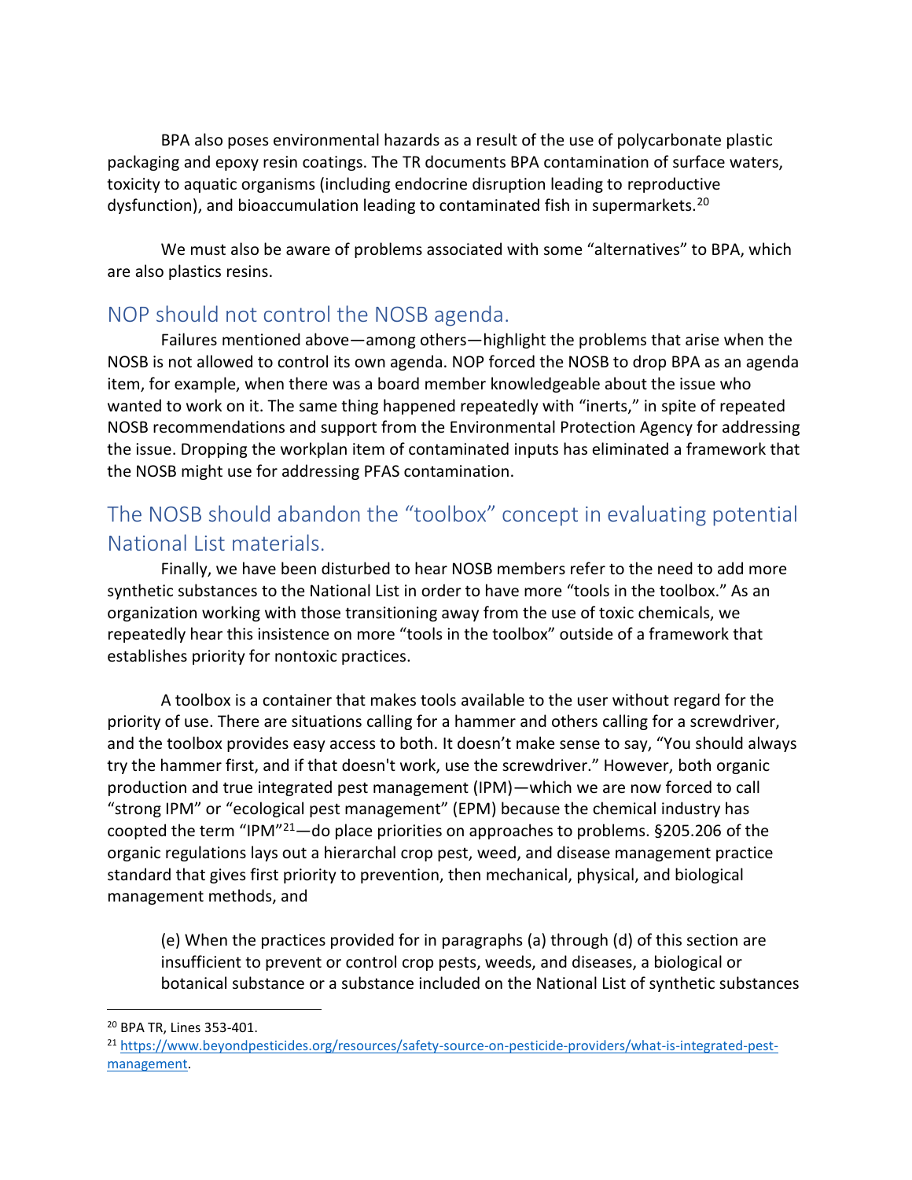BPA also poses environmental hazards as a result of the use of polycarbonate plastic packaging and epoxy resin coatings. The TR documents BPA contamination of surface waters, toxicity to aquatic organisms (including endocrine disruption leading to reproductive dysfunction), and bioaccumulation leading to contaminated fish in supermarkets.[20]

We must also be aware of problems associated with some "alternatives" to BPA, which are also plastics resins.

## NOP should not control the NOSB agenda.

Failures mentioned above—among others—highlight the problems that arise when the NOSB is not allowed to control its own agenda. NOP forced the NOSB to drop BPA as an agenda item, for example, when there was a board member knowledgeable about the issue who wanted to work on it. The same thing happened repeatedly with "inerts," in spite of repeated NOSB recommendations and support from the Environmental Protection Agency for addressing the issue. Dropping the workplan item of contaminated inputs has eliminated a framework that the NOSB might use for addressing PFAS contamination.

## The NOSB should abandon the "toolbox" concept in evaluating potential National List materials.

Finally, we have been disturbed to hear NOSB members refer to the need to add more synthetic substances to the National List in order to have more "tools in the toolbox." As an organization working with those transitioning away from the use of toxic chemicals, we repeatedly hear this insistence on more "tools in the toolbox" outside of a framework that establishes priority for nontoxic practices.

A toolbox is a container that makes tools available to the user without regard for the priority of use. There are situations calling for a hammer and others calling for a screwdriver, and the toolbox provides easy access to both. It doesn't make sense to say, "You should always try the hammer first, and if that doesn't work, use the screwdriver." However, both organic production and true integrated pest management (IPM)—which we are now forced to call "strong IPM" or "ecological pest management" (EPM) because the chemical industry has coopted the term "IPM"[21]—do place priorities on approaches to problems. §205.206 of the organic regulations lays out a hierarchal crop pest, weed, and disease management practice standard that gives first priority to prevention, then mechanical, physical, and biological management methods, and

> (e) When the practices provided for in paragraphs (a) through (d) of this section are insufficient to prevent or control crop pests, weeds, and diseases, a biological or botanical substance or a substance included on the National List of synthetic substances

---

[20] BPA TR, Lines 353-401.

[21] https://www.beyondpesticides.org/resources/safety-source-on-pesticide-providers/what-is-integrated-pest-management.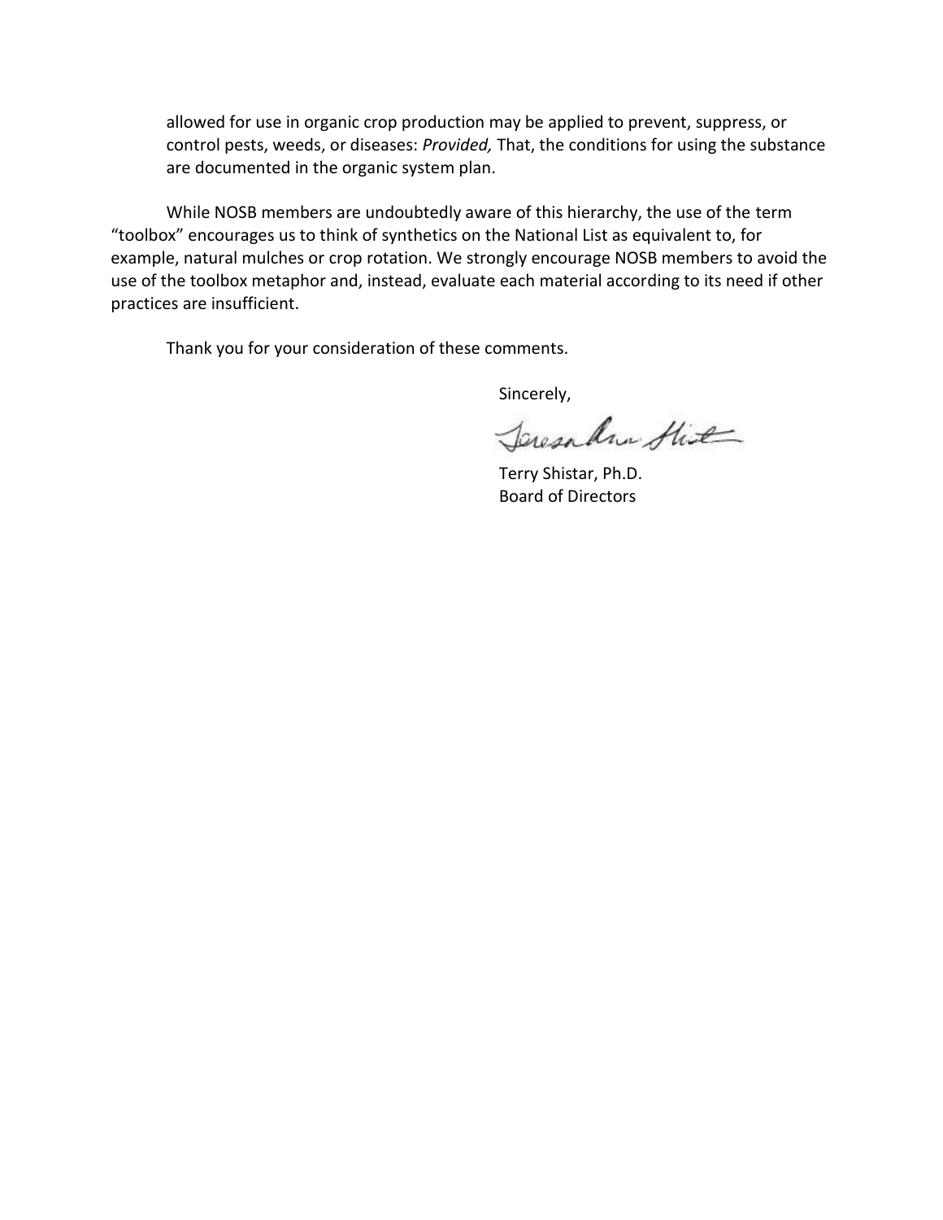allowed for use in organic crop production may be applied to prevent, suppress, or control pests, weeds, or diseases: *Provided,* That, the conditions for using the substance are documented in the organic system plan.

While NOSB members are undoubtedly aware of this hierarchy, the use of the term "toolbox" encourages us to think of synthetics on the National List as equivalent to, for example, natural mulches or crop rotation. We strongly encourage NOSB members to avoid the use of the toolbox metaphor and, instead, evaluate each material according to its need if other practices are insufficient.

Thank you for your consideration of these comments.

Sincerely,

Terry Shistar, Ph.D.
Board of Directors